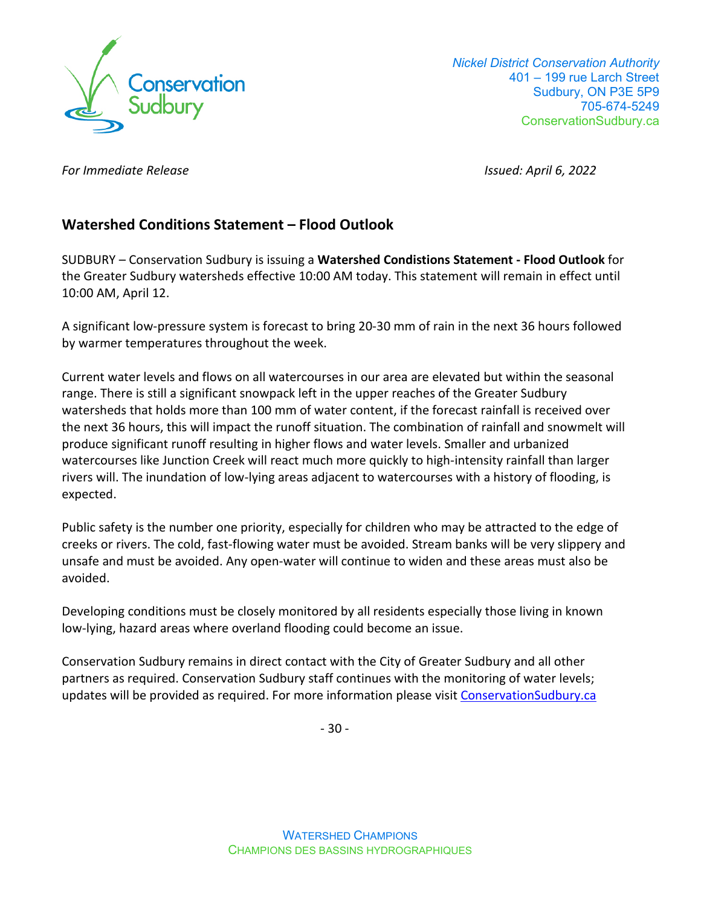Conservation Sudbury

*Nickel District Conservation Authority*
401 – 199 rue Larch Street
Sudbury, ON P3E 5P9
705-674-5249
ConservationSudbury.ca

*For Immediate Release* *Issued: April 6, 2022*

## Watershed Conditions Statement – Flood Outlook

SUDBURY – Conservation Sudbury is issuing a **Watershed Condistions Statement - Flood Outlook** for the Greater Sudbury watersheds effective 10:00 AM today. This statement will remain in effect until 10:00 AM, April 12.

A significant low-pressure system is forecast to bring 20-30 mm of rain in the next 36 hours followed by warmer temperatures throughout the week.

Current water levels and flows on all watercourses in our area are elevated but within the seasonal range. There is still a significant snowpack left in the upper reaches of the Greater Sudbury watersheds that holds more than 100 mm of water content, if the forecast rainfall is received over the next 36 hours, this will impact the runoff situation. The combination of rainfall and snowmelt will produce significant runoff resulting in higher flows and water levels. Smaller and urbanized watercourses like Junction Creek will react much more quickly to high-intensity rainfall than larger rivers will. The inundation of low-lying areas adjacent to watercourses with a history of flooding, is expected.

Public safety is the number one priority, especially for children who may be attracted to the edge of creeks or rivers. The cold, fast-flowing water must be avoided. Stream banks will be very slippery and unsafe and must be avoided. Any open-water will continue to widen and these areas must also be avoided.

Developing conditions must be closely monitored by all residents especially those living in known low-lying, hazard areas where overland flooding could become an issue.

Conservation Sudbury remains in direct contact with the City of Greater Sudbury and all other partners as required. Conservation Sudbury staff continues with the monitoring of water levels; updates will be provided as required. For more information please visit [ConservationSudbury.ca](ConservationSudbury.ca)

\- 30 -

WATERSHED CHAMPIONS
CHAMPIONS DES BASSINS HYDROGRAPHIQUES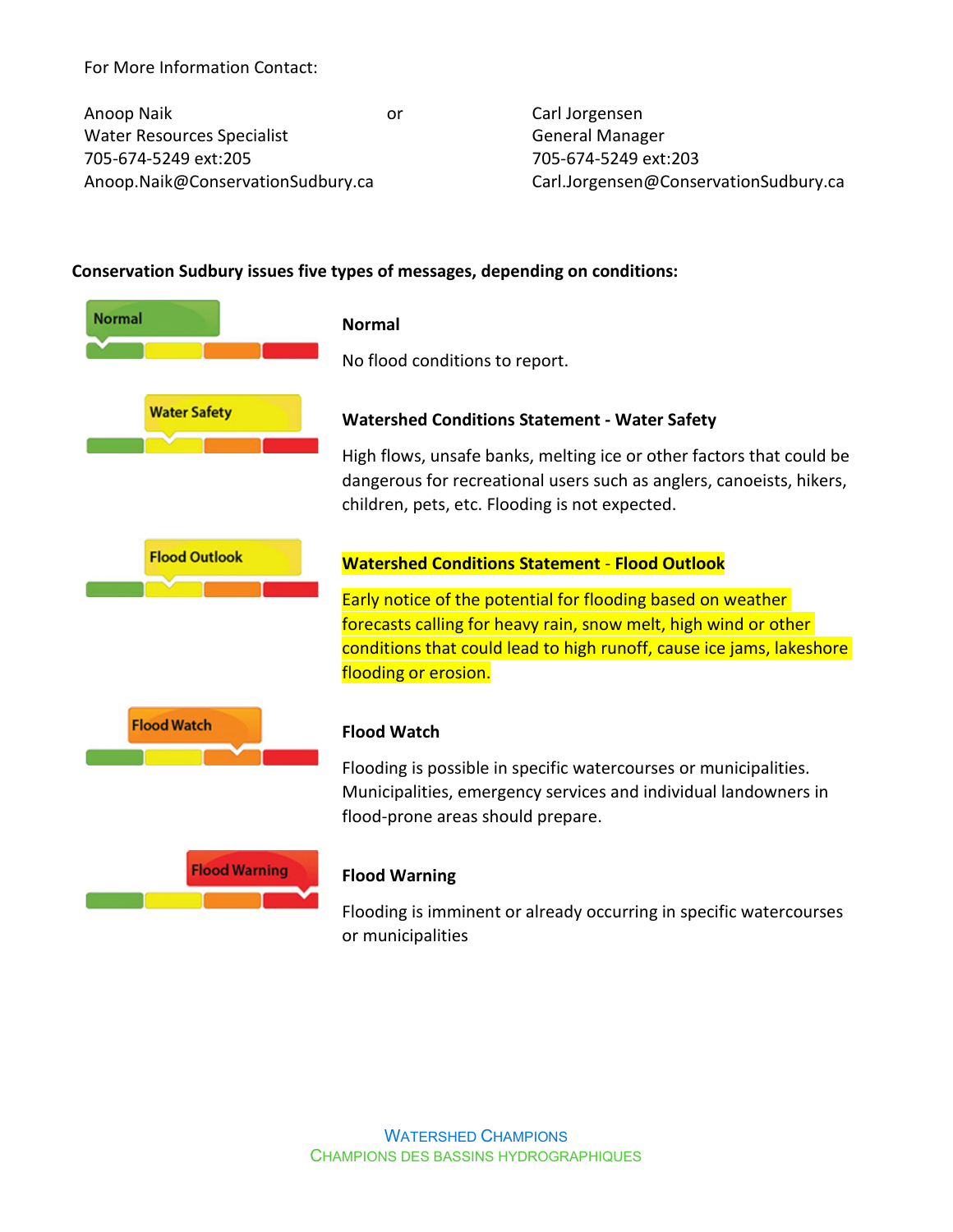For More Information Contact:

Anoop Naik  
Water Resources Specialist  
705-674-5249 ext:205  
Anoop.Naik@ConservationSudbury.ca

or

Carl Jorgensen  
General Manager  
705-674-5249 ext:203  
Carl.Jorgensen@ConservationSudbury.ca

**Conservation Sudbury issues five types of messages, depending on conditions:**

Normal

**Normal**

No flood conditions to report.

Water Safety

**Watershed Conditions Statement - Water Safety**

High flows, unsafe banks, melting ice or other factors that could be dangerous for recreational users such as anglers, canoeists, hikers, children, pets, etc. Flooding is not expected.

Flood Outlook

**Watershed Conditions Statement - Flood Outlook**

Early notice of the potential for flooding based on weather forecasts calling for heavy rain, snow melt, high wind or other conditions that could lead to high runoff, cause ice jams, lakeshore flooding or erosion.

Flood Watch

**Flood Watch**

Flooding is possible in specific watercourses or municipalities. Municipalities, emergency services and individual landowners in flood-prone areas should prepare.

Flood Warning

**Flood Warning**

Flooding is imminent or already occurring in specific watercourses or municipalities

WATERSHED CHAMPIONS  
CHAMPIONS DES BASSINS HYDROGRAPHIQUES